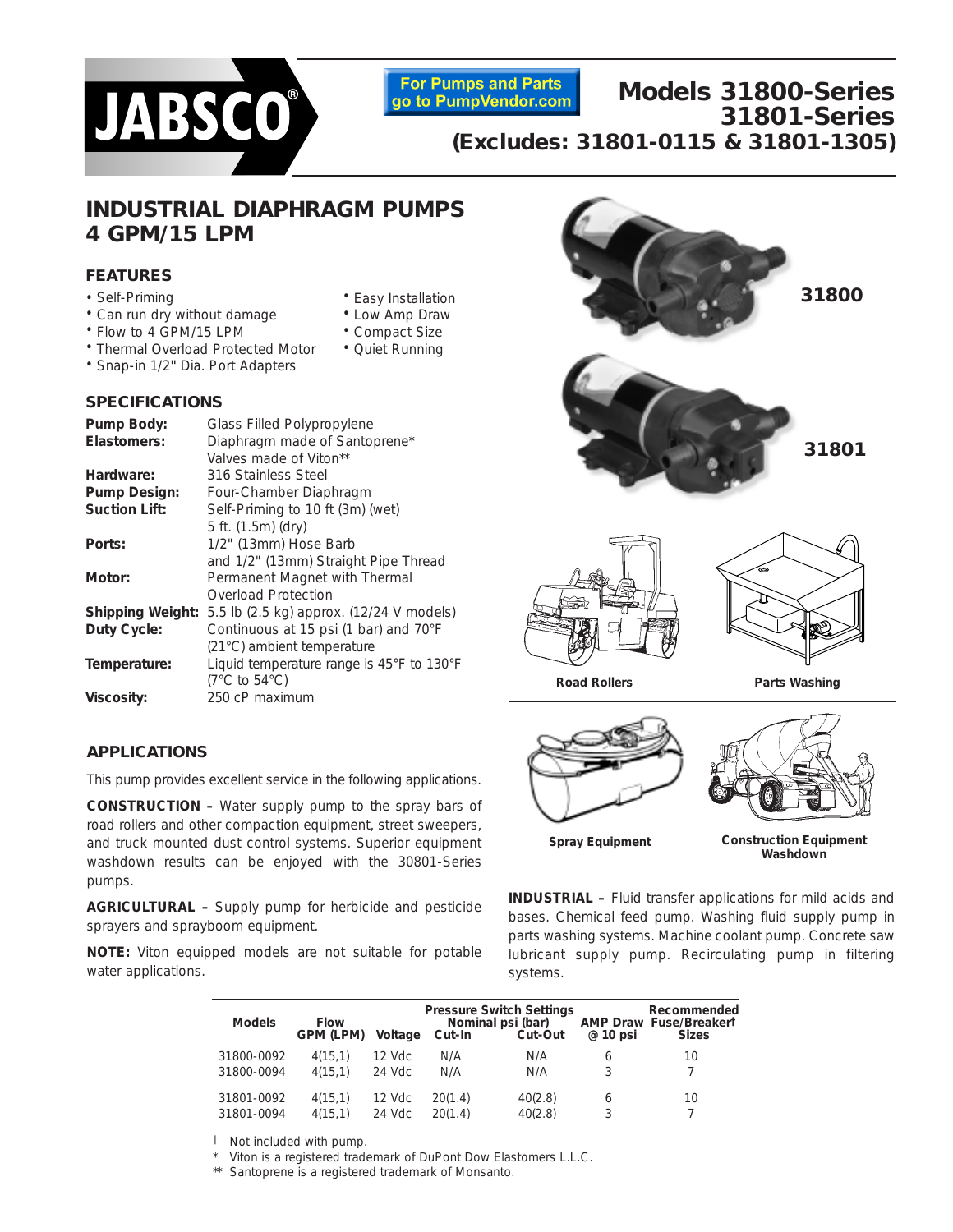JABSCO®

For Pumps and Parts go to PumpVendor.com

# Models 31800-Series 31801-Series (Excludes: 31801-0115 & 31801-1305)

## INDUSTRIAL DIAPHRAGM PUMPS 4 GPM/15 LPM

### FEATURES

- Self-Priming
- Can run dry without damage
- Flow to 4 GPM/15 LPM
- Thermal Overload Protected Motor
- Snap-in 1/2" Dia. Port Adapters
- Easy Installation
- Low Amp Draw
- Compact Size
- Quiet Running

### SPECIFICATIONS

| | |
|---|---|
| **Pump Body:** | Glass Filled Polypropylene |
| **Elastomers:** | Diaphragm made of Santoprene* Valves made of Viton** |
| **Hardware:** | 316 Stainless Steel |
| **Pump Design:** | Four-Chamber Diaphragm |
| **Suction Lift:** | Self-Priming to 10 ft (3m) (wet) 5 ft. (1.5m) (dry) |
| **Ports:** | 1/2" (13mm) Hose Barb and 1/2" (13mm) Straight Pipe Thread |
| **Motor:** | Permanent Magnet with Thermal Overload Protection |
| **Shipping Weight:** | 5.5 lb (2.5 kg) approx. (12/24 V models) |
| **Duty Cycle:** | Continuous at 15 psi (1 bar) and 70°F (21°C) ambient temperature |
| **Temperature:** | Liquid temperature range is 45°F to 130°F (7°C to 54°C) |
| **Viscosity:** | 250 cP maximum |

31800

31801

Road Rollers

Parts Washing

Spray Equipment

Construction Equipment Washdown

### APPLICATIONS

This pump provides excellent service in the following applications.

**CONSTRUCTION –** Water supply pump to the spray bars of road rollers and other compaction equipment, street sweepers, and truck mounted dust control systems. Superior equipment washdown results can be enjoyed with the 30801-Series pumps.

**AGRICULTURAL –** Supply pump for herbicide and pesticide sprayers and sprayboom equipment.

**NOTE:** Viton equipped models are not suitable for potable water applications.

**INDUSTRIAL –** Fluid transfer applications for mild acids and bases. Chemical feed pump. Washing fluid supply pump in parts washing systems. Machine coolant pump. Concrete saw lubricant supply pump. Recirculating pump in filtering systems.

| Models | Flow GPM (LPM) | Voltage | Pressure Switch Settings Nominal psi (bar) Cut-In | Cut-Out | AMP Draw @ 10 psi | Recommended Fuse/Breaker† Sizes |
|---|---|---|---|---|---|---|
| 31800-0092 | 4(15,1) | 12 Vdc | N/A | N/A | 6 | 10 |
| 31800-0094 | 4(15,1) | 24 Vdc | N/A | N/A | 3 | 7 |
| 31801-0092 | 4(15,1) | 12 Vdc | 20(1.4) | 40(2.8) | 6 | 10 |
| 31801-0094 | 4(15,1) | 24 Vdc | 20(1.4) | 40(2.8) | 3 | 7 |

† Not included with pump.

\* Viton is a registered trademark of DuPont Dow Elastomers L.L.C.

** Santoprene is a registered trademark of Monsanto.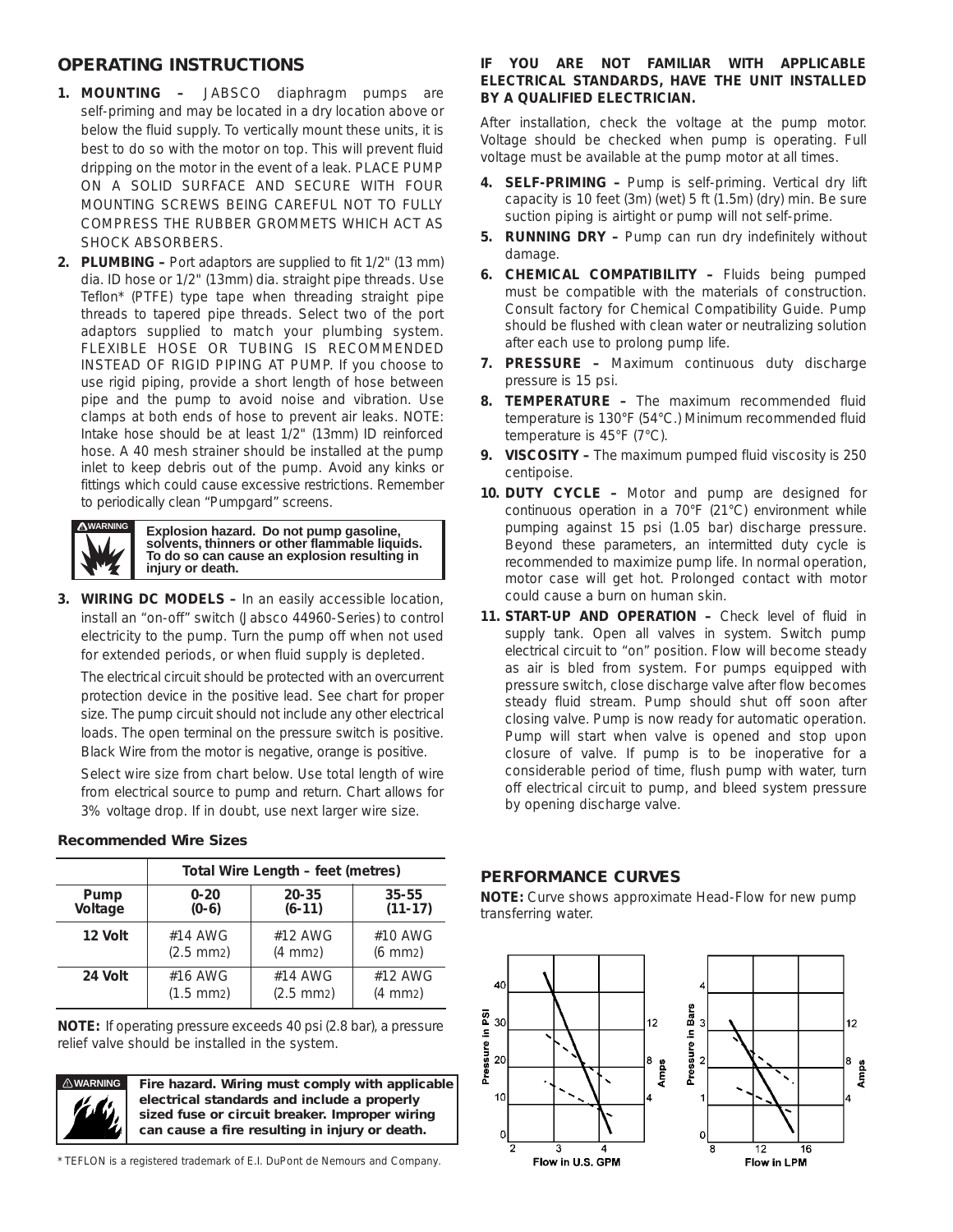## OPERATING INSTRUCTIONS

1. **MOUNTING –** JABSCO diaphragm pumps are self-priming and may be located in a dry location above or below the fluid supply. To vertically mount these units, it is best to do so with the motor on top. This will prevent fluid dripping on the motor in the event of a leak. PLACE PUMP ON A SOLID SURFACE AND SECURE WITH FOUR MOUNTING SCREWS BEING CAREFUL NOT TO FULLY COMPRESS THE RUBBER GROMMETS WHICH ACT AS SHOCK ABSORBERS.

2. **PLUMBING –** Port adaptors are supplied to fit 1/2" (13 mm) dia. ID hose or 1/2" (13mm) dia. straight pipe threads. Use Teflon* (PTFE) type tape when threading straight pipe threads to tapered pipe threads. Select two of the port adaptors supplied to match your plumbing system. FLEXIBLE HOSE OR TUBING IS RECOMMENDED INSTEAD OF RIGID PIPING AT PUMP. If you choose to use rigid piping, provide a short length of hose between pipe and the pump to avoid noise and vibration. Use clamps at both ends of hose to prevent air leaks. NOTE: Intake hose should be at least 1/2" (13mm) ID reinforced hose. A 40 mesh strainer should be installed at the pump inlet to keep debris out of the pump. Avoid any kinks or fittings which could cause excessive restrictions. Remember to periodically clean "Pumpgard" screens.

⚠WARNING **Explosion hazard. Do not pump gasoline, solvents, thinners or other flammable liquids. To do so can cause an explosion resulting in injury or death.**

3. **WIRING DC MODELS –** In an easily accessible location, install an "on-off" switch (Jabsco 44960-Series) to control electricity to the pump. Turn the pump off when not used for extended periods, or when fluid supply is depleted.

   The electrical circuit should be protected with an overcurrent protection device in the positive lead. See chart for proper size. The pump circuit should not include any other electrical loads. The open terminal on the pressure switch is positive. Black Wire from the motor is negative, orange is positive.

   Select wire size from chart below. Use total length of wire from electrical source to pump and return. Chart allows for 3% voltage drop. If in doubt, use next larger wire size.

**Recommended Wire Sizes**

| | Total Wire Length – feet (metres) | | |
|---|---|---|---|
| **Pump Voltage** | **0-20 (0-6)** | **20-35 (6-11)** | **35-55 (11-17)** |
| **12 Volt** | #14 AWG (2.5 mm2) | #12 AWG (4 mm2) | #10 AWG (6 mm2) |
| **24 Volt** | #16 AWG (1.5 mm2) | #14 AWG (2.5 mm2) | #12 AWG (4 mm2) |

**NOTE:** If operating pressure exceeds 40 psi (2.8 bar), a pressure relief valve should be installed in the system.

⚠WARNING **Fire hazard. Wiring must comply with applicable electrical standards and include a properly sized fuse or circuit breaker. Improper wiring can cause a fire resulting in injury or death.**

* TEFLON is a registered trademark of E.I. DuPont de Nemours and Company.

**IF YOU ARE NOT FAMILIAR WITH APPLICABLE ELECTRICAL STANDARDS, HAVE THE UNIT INSTALLED BY A QUALIFIED ELECTRICIAN.**

After installation, check the voltage at the pump motor. Voltage should be checked when pump is operating. Full voltage must be available at the pump motor at all times.

4. **SELF-PRIMING –** Pump is self-priming. Vertical dry lift capacity is 10 feet (3m) (wet) 5 ft (1.5m) (dry) min. Be sure suction piping is airtight or pump will not self-prime.

5. **RUNNING DRY –** Pump can run dry indefinitely without damage.

6. **CHEMICAL COMPATIBILITY –** Fluids being pumped must be compatible with the materials of construction. Consult factory for Chemical Compatibility Guide. Pump should be flushed with clean water or neutralizing solution after each use to prolong pump life.

7. **PRESSURE –** Maximum continuous duty discharge pressure is 15 psi.

8. **TEMPERATURE –** The maximum recommended fluid temperature is 130°F (54°C.) Minimum recommended fluid temperature is 45°F (7°C).

9. **VISCOSITY –** The maximum pumped fluid viscosity is 250 centipoise.

10. **DUTY CYCLE –** Motor and pump are designed for continuous operation in a 70°F (21°C) environment while pumping against 15 psi (1.05 bar) discharge pressure. Beyond these parameters, an intermitted duty cycle is recommended to maximize pump life. In normal operation, motor case will get hot. Prolonged contact with motor could cause a burn on human skin.

11. **START-UP AND OPERATION –** Check level of fluid in supply tank. Open all valves in system. Switch pump electrical circuit to "on" position. Flow will become steady as air is bled from system. For pumps equipped with pressure switch, close discharge valve after flow becomes steady fluid stream. Pump should shut off soon after closing valve. Pump is now ready for automatic operation. Pump will start when valve is opened and stop upon closure of valve. If pump is to be inoperative for a considerable period of time, flush pump with water, turn off electrical circuit to pump, and bleed system pressure by opening discharge valve.

## PERFORMANCE CURVES

**NOTE:** Curve shows approximate Head-Flow for new pump transferring water.

Pressure in PSI
40
30
20
10
0
2 3 4
Flow in U.S. GPM
Amps
12
8
4

Pressure in Bars
4
3
2
1
0
8 12 16
Flow in LPM
Amps
12
8
4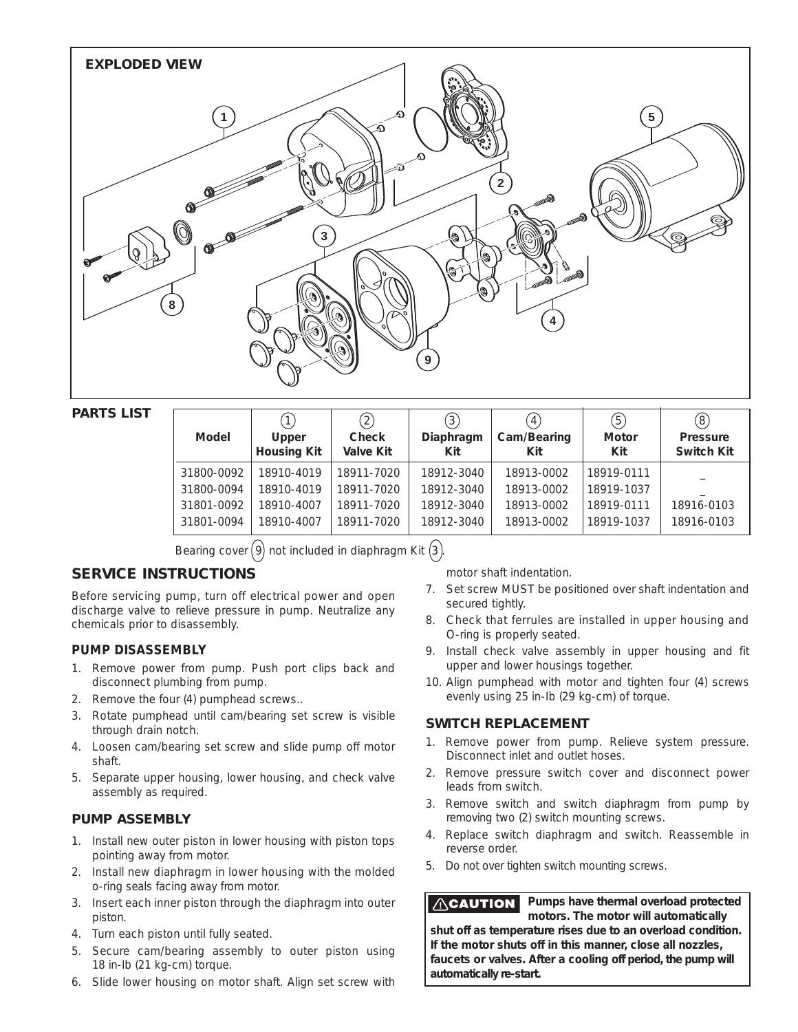**EXPLODED VIEW**

1

2

3

4

5

8

9

**PARTS LIST**

| Model | (1) Upper Housing Kit | (2) Check Valve Kit | (3) Diaphragm Kit | (4) Cam/Bearing Kit | (5) Motor Kit | (8) Pressure Switch Kit |
|---|---|---|---|---|---|---|
| 31800-0092 | 18910-4019 | 18911-7020 | 18912-3040 | 18913-0002 | 18919-0111 | – |
| 31800-0094 | 18910-4019 | 18911-7020 | 18912-3040 | 18913-0002 | 18919-1037 | – |
| 31801-0092 | 18910-4007 | 18911-7020 | 18912-3040 | 18913-0002 | 18919-0111 | 18916-0103 |
| 31801-0094 | 18910-4007 | 18911-7020 | 18912-3040 | 18913-0002 | 18919-1037 | 18916-0103 |

Bearing cover (9) not included in diaphragm Kit (3).

## SERVICE INSTRUCTIONS

Before servicing pump, turn off electrical power and open discharge valve to relieve pressure in pump. Neutralize any chemicals prior to disassembly.

### PUMP DISASSEMBLY

1. Remove power from pump. Push port clips back and disconnect plumbing from pump.
2. Remove the four (4) pumphead screws..
3. Rotate pumphead until cam/bearing set screw is visible through drain notch.
4. Loosen cam/bearing set screw and slide pump off motor shaft.
5. Separate upper housing, lower housing, and check valve assembly as required.

### PUMP ASSEMBLY

1. Install new outer piston in lower housing with piston tops pointing away from motor.
2. Install new diaphragm in lower housing with the molded o-ring seals facing away from motor.
3. Insert each inner piston through the diaphragm into outer piston.
4. Turn each piston until fully seated.
5. Secure cam/bearing assembly to outer piston using 18 in-lb (21 kg-cm) torque.
6. Slide lower housing on motor shaft. Align set screw with motor shaft indentation.
7. Set screw MUST be positioned over shaft indentation and secured tightly.
8. Check that ferrules are installed in upper housing and O-ring is properly seated.
9. Install check valve assembly in upper housing and fit upper and lower housings together.
10. Align pumphead with motor and tighten four (4) screws evenly using 25 in-lb (29 kg-cm) of torque.

### SWITCH REPLACEMENT

1. Remove power from pump. Relieve system pressure. Disconnect inlet and outlet hoses.
2. Remove pressure switch cover and disconnect power leads from switch.
3. Remove switch and switch diaphragm from pump by removing two (2) switch mounting screws.
4. Replace switch diaphragm and switch. Reassemble in reverse order.
5. Do not over tighten switch mounting screws.

**⚠CAUTION Pumps have thermal overload protected motors. The motor will automatically shut off as temperature rises due to an overload condition. If the motor shuts off in this manner, close all nozzles, faucets or valves. After a cooling off period, the pump will automatically re-start.**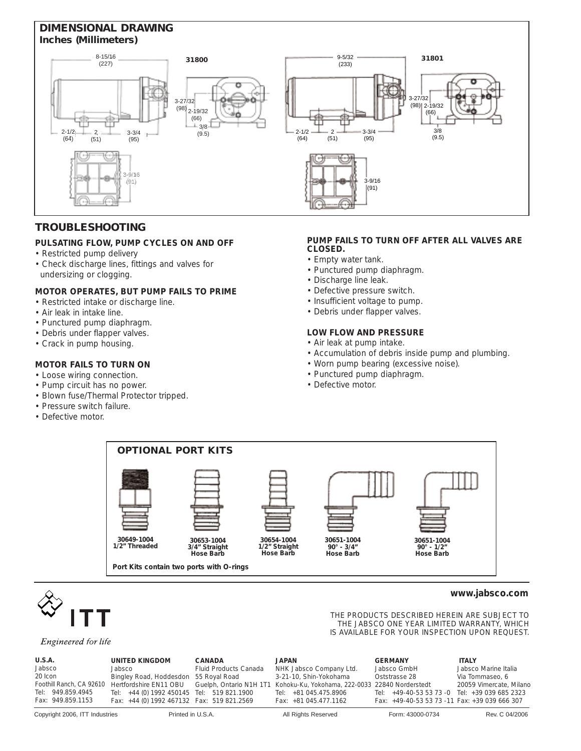## DIMENSIONAL DRAWING
**Inches (Millimeters)**

**31800**

8-15/16
(227)

3-27/32
(98)

2-19/32
(66)

3/8
(9.5)

2-1/2
(64)

2
(51)

3-3/4
(95)

3-9/16
(91)

**31801**

9-5/32
(233)

3-27/32
(98)

2-19/32
(66)

3/8
(9.5)

2-1/2
(64)

2
(51)

3-3/4
(95)

3-9/16
(91)

## TROUBLESHOOTING

### PULSATING FLOW, PUMP CYCLES ON AND OFF
- Restricted pump delivery
- Check discharge lines, fittings and valves for undersizing or clogging.

### MOTOR OPERATES, BUT PUMP FAILS TO PRIME
- Restricted intake or discharge line.
- Air leak in intake line.
- Punctured pump diaphragm.
- Debris under flapper valves.
- Crack in pump housing.

### MOTOR FAILS TO TURN ON
- Loose wiring connection.
- Pump circuit has no power.
- Blown fuse/Thermal Protector tripped.
- Pressure switch failure.
- Defective motor.

### PUMP FAILS TO TURN OFF AFTER ALL VALVES ARE CLOSED.
- Empty water tank.
- Punctured pump diaphragm.
- Discharge line leak.
- Defective pressure switch.
- Insufficient voltage to pump.
- Debris under flapper valves.

### LOW FLOW AND PRESSURE
- Air leak at pump intake.
- Accumulation of debris inside pump and plumbing.
- Worn pump bearing (excessive noise).
- Punctured pump diaphragm.
- Defective motor.

## OPTIONAL PORT KITS

**30649-1004**
**1/2" Threaded**

**30653-1004**
**3/4" Straight Hose Barb**

**30654-1004**
**1/2" Straight Hose Barb**

**30651-1004**
**90° - 3/4" Hose Barb**

**30651-1004**
**90° - 1/2" Hose Barb**

**Port Kits contain two ports with O-rings**

**www.jabsco.com**

ITT

*Engineered for life*

THE PRODUCTS DESCRIBED HEREIN ARE SUBJECT TO THE JABSCO ONE YEAR LIMITED WARRANTY, WHICH IS AVAILABLE FOR YOUR INSPECTION UPON REQUEST.

| U.S.A. | UNITED KINGDOM | CANADA | JAPAN | GERMANY | ITALY |
|---|---|---|---|---|---|
| Jabsco | Jabsco | Fluid Products Canada | NHK Jabsco Company Ltd. | Jabsco GmbH | Jabsco Marine Italia |
| 20 Icon | Bingley Road, Hoddesdon | 55 Royal Road | 3-21-10, Shin-Yokohama | Oststrasse 28 | Via Tommaseo, 6 |
| Foothill Ranch, CA 92610 | Hertfordshire EN11 OBU | Guelph, Ontario N1H 1T1 | Kohoku-Ku, Yokohama, 222-0033 | 22840 Norderstedt | 20059 Vimercate, Milano |
| Tel: 949.859.4945 | Tel: +44 (0) 1992 450145 | Tel: 519 821.1900 | Tel: +81 045.475.8906 | Tel: +49-40-53 53 73 -0 | Tel: +39 039 685 2323 |
| Fax: 949.859.1153 | Fax: +44 (0) 1992 467132 | Fax: 519 821.2569 | Fax: +81 045.477.1162 | Fax: +49-40-53 53 73 -11 | Fax: +39 039 666 307 |

Copyright 2006, ITT Industries | Printed in U.S.A. | All Rights Reserved | Form: 43000-0734 | Rev. C 04/2006